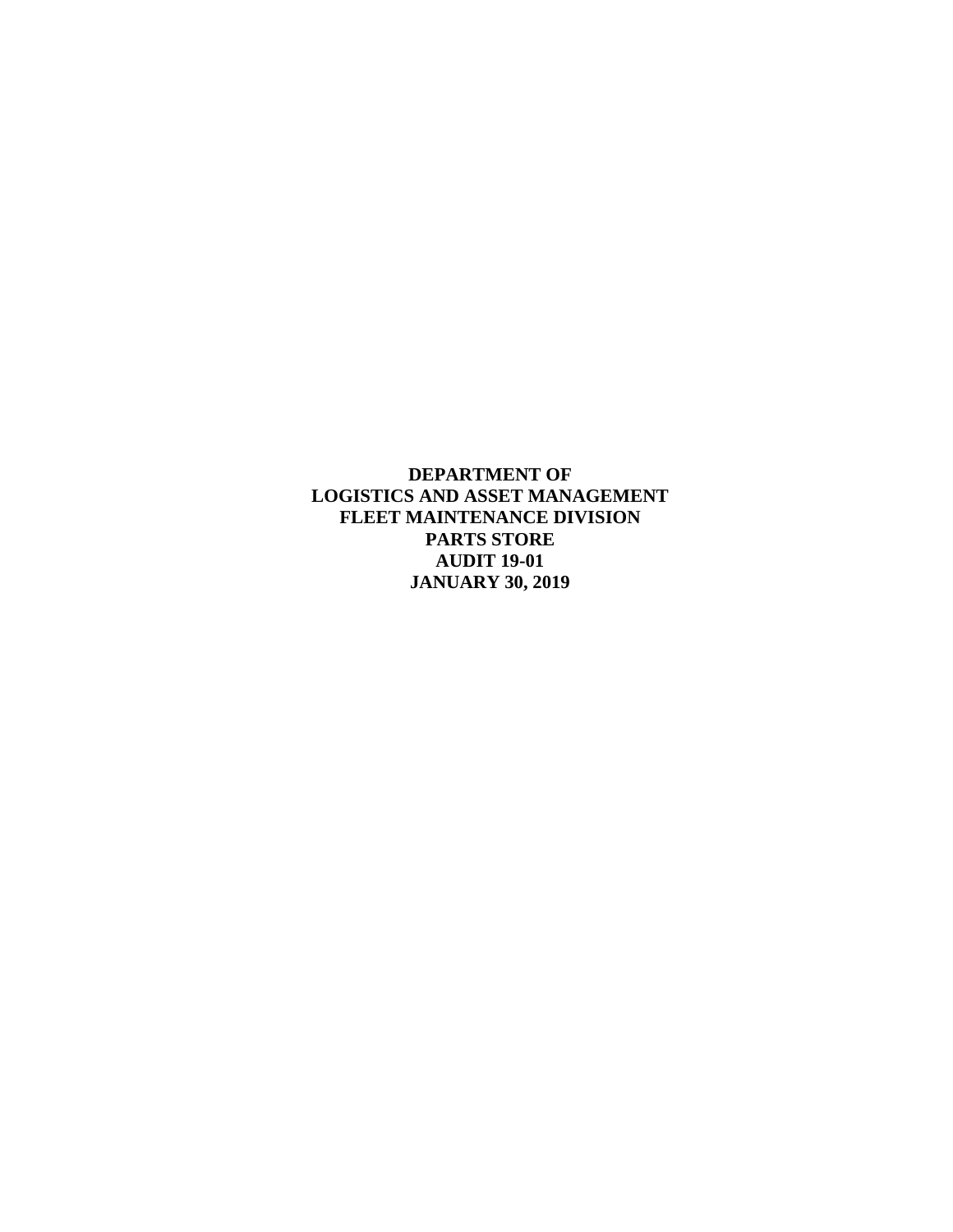**DEPARTMENT OF**
**LOGISTICS AND ASSET MANAGEMENT**
**FLEET MAINTENANCE DIVISION**
**PARTS STORE**
**AUDIT 19-01**
**JANUARY 30, 2019**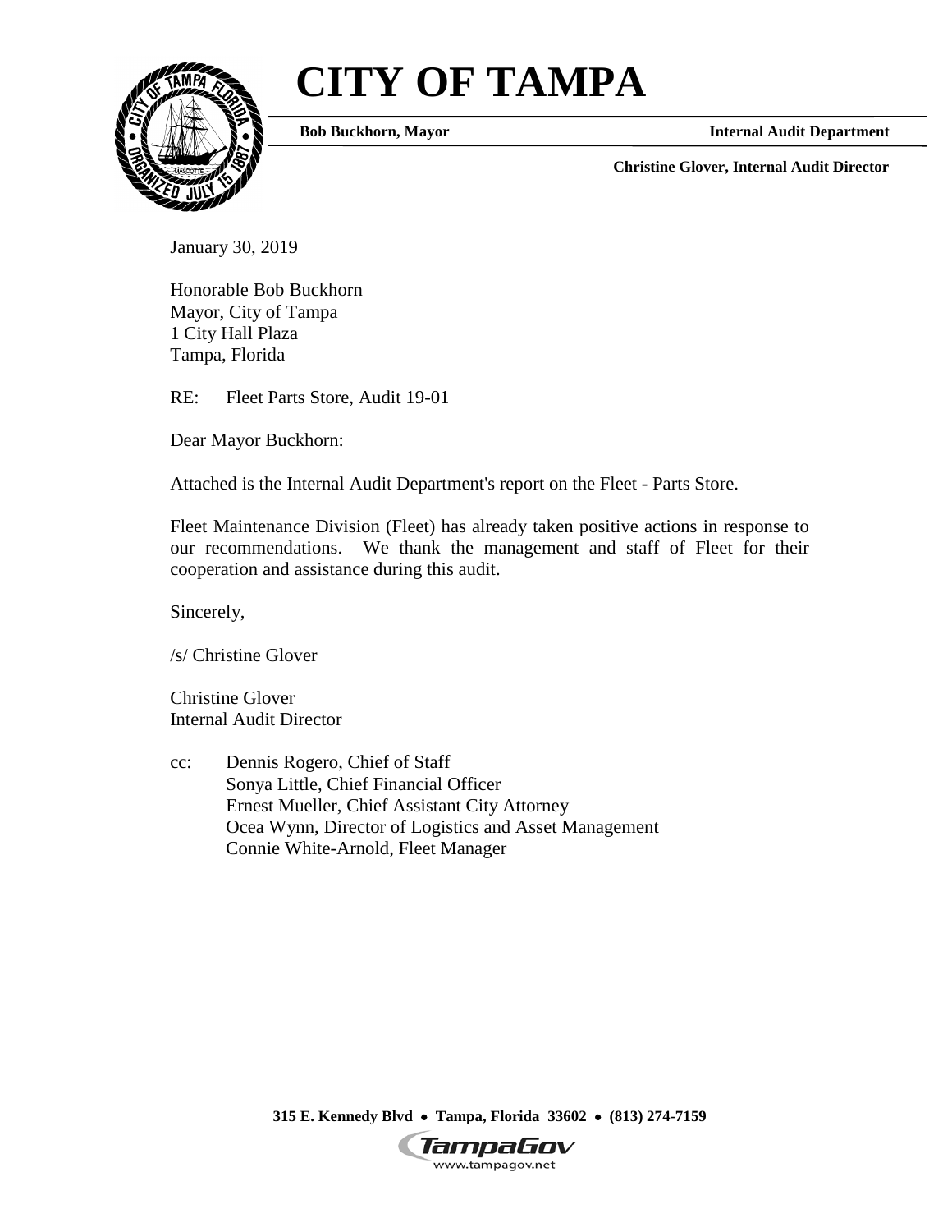# CITY OF TAMPA

**Bob Buckhorn, Mayor** | **Internal Audit Department**

**Christine Glover, Internal Audit Director**

January 30, 2019

Honorable Bob Buckhorn
Mayor, City of Tampa
1 City Hall Plaza
Tampa, Florida

RE: Fleet Parts Store, Audit 19-01

Dear Mayor Buckhorn:

Attached is the Internal Audit Department's report on the Fleet - Parts Store.

Fleet Maintenance Division (Fleet) has already taken positive actions in response to our recommendations. We thank the management and staff of Fleet for their cooperation and assistance during this audit.

Sincerely,

/s/ Christine Glover

Christine Glover
Internal Audit Director

cc: Dennis Rogero, Chief of Staff
Sonya Little, Chief Financial Officer
Ernest Mueller, Chief Assistant City Attorney
Ocea Wynn, Director of Logistics and Asset Management
Connie White-Arnold, Fleet Manager

**315 E. Kennedy Blvd • Tampa, Florida 33602 • (813) 274-7159**

TampaGov
www.tampagov.net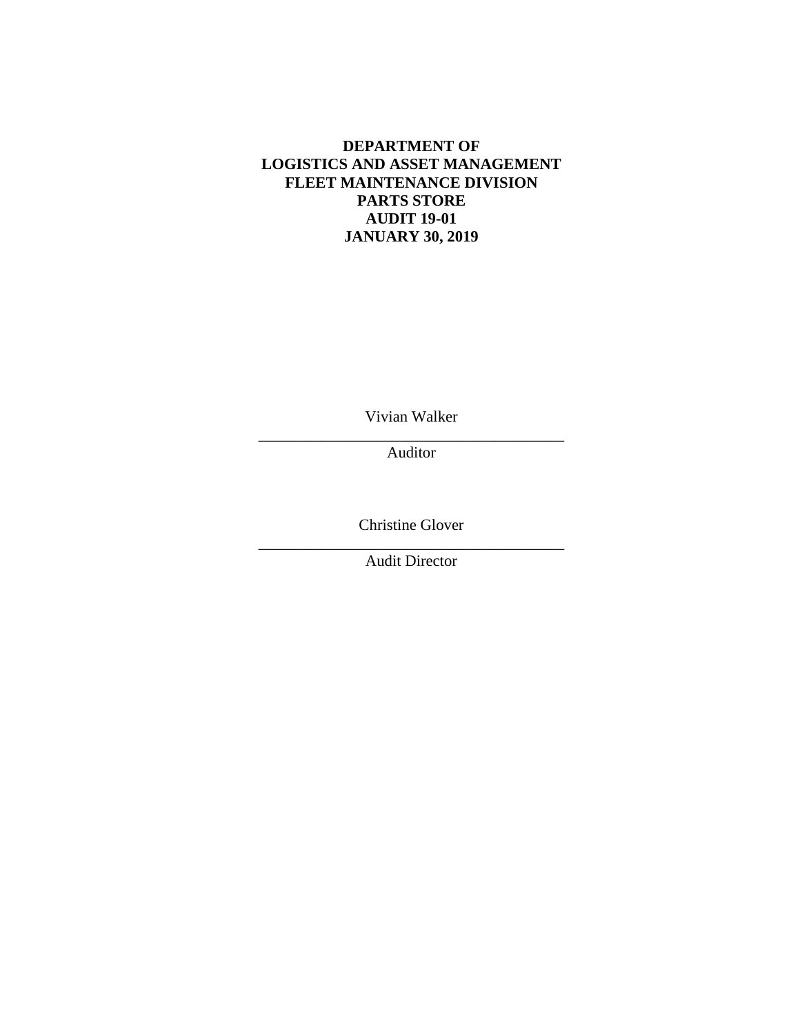**DEPARTMENT OF**
**LOGISTICS AND ASSET MANAGEMENT**
**FLEET MAINTENANCE DIVISION**
**PARTS STORE**
**AUDIT 19-01**
**JANUARY 30, 2019**

Vivian Walker

\_\_\_\_\_\_\_\_\_\_\_\_\_\_\_\_\_\_\_\_\_\_\_\_\_\_\_\_\_\_\_\_\_\_\_\_\_\_\_\_

Auditor

Christine Glover

\_\_\_\_\_\_\_\_\_\_\_\_\_\_\_\_\_\_\_\_\_\_\_\_\_\_\_\_\_\_\_\_\_\_\_\_\_\_\_\_

Audit Director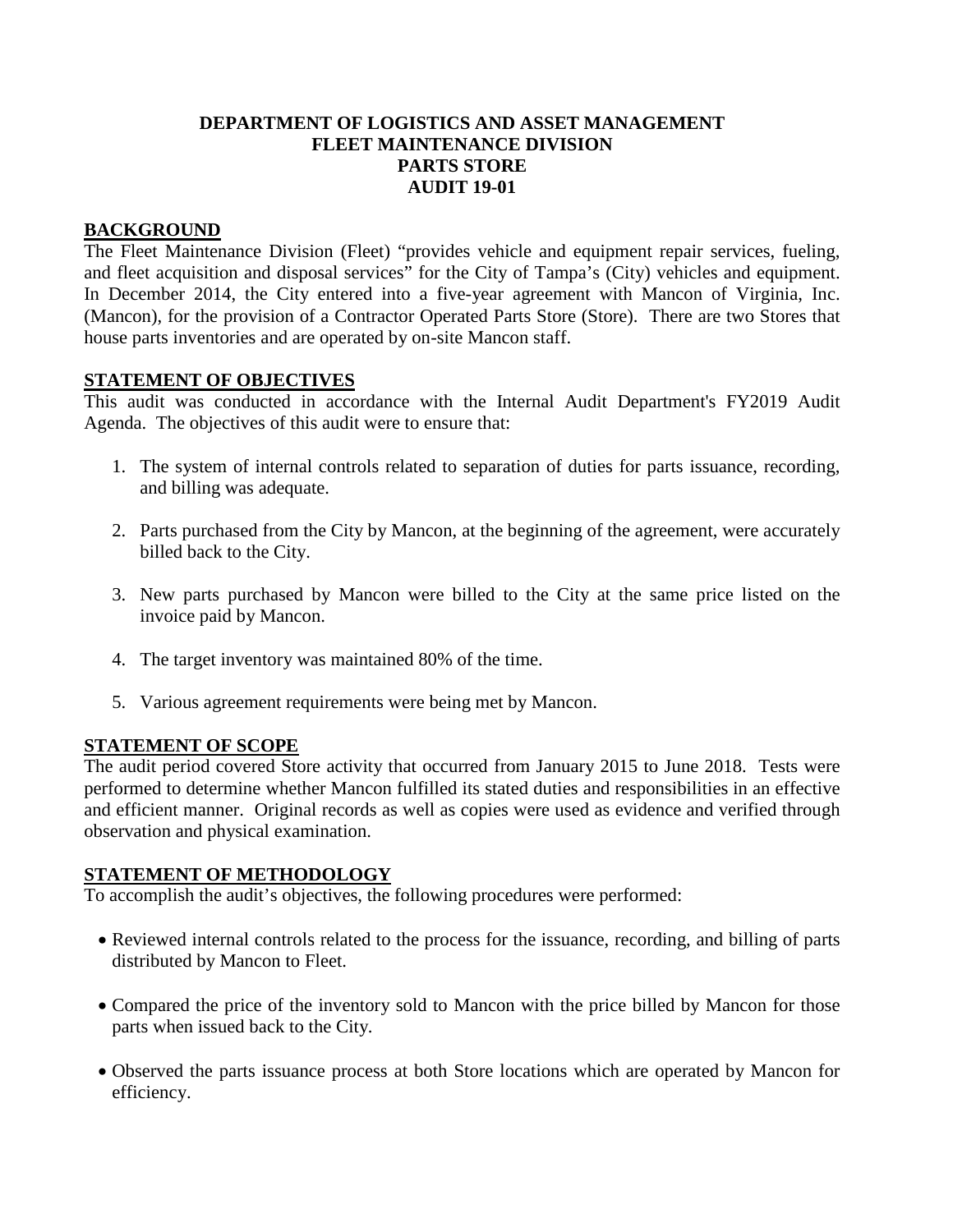**DEPARTMENT OF LOGISTICS AND ASSET MANAGEMENT**
**FLEET MAINTENANCE DIVISION**
**PARTS STORE**
**AUDIT 19-01**

## BACKGROUND

The Fleet Maintenance Division (Fleet) "provides vehicle and equipment repair services, fueling, and fleet acquisition and disposal services" for the City of Tampa's (City) vehicles and equipment. In December 2014, the City entered into a five-year agreement with Mancon of Virginia, Inc. (Mancon), for the provision of a Contractor Operated Parts Store (Store). There are two Stores that house parts inventories and are operated by on-site Mancon staff.

## STATEMENT OF OBJECTIVES

This audit was conducted in accordance with the Internal Audit Department's FY2019 Audit Agenda. The objectives of this audit were to ensure that:

1. The system of internal controls related to separation of duties for parts issuance, recording, and billing was adequate.

2. Parts purchased from the City by Mancon, at the beginning of the agreement, were accurately billed back to the City.

3. New parts purchased by Mancon were billed to the City at the same price listed on the invoice paid by Mancon.

4. The target inventory was maintained 80% of the time.

5. Various agreement requirements were being met by Mancon.

## STATEMENT OF SCOPE

The audit period covered Store activity that occurred from January 2015 to June 2018. Tests were performed to determine whether Mancon fulfilled its stated duties and responsibilities in an effective and efficient manner. Original records as well as copies were used as evidence and verified through observation and physical examination.

## STATEMENT OF METHODOLOGY

To accomplish the audit's objectives, the following procedures were performed:

- Reviewed internal controls related to the process for the issuance, recording, and billing of parts distributed by Mancon to Fleet.

- Compared the price of the inventory sold to Mancon with the price billed by Mancon for those parts when issued back to the City.

- Observed the parts issuance process at both Store locations which are operated by Mancon for efficiency.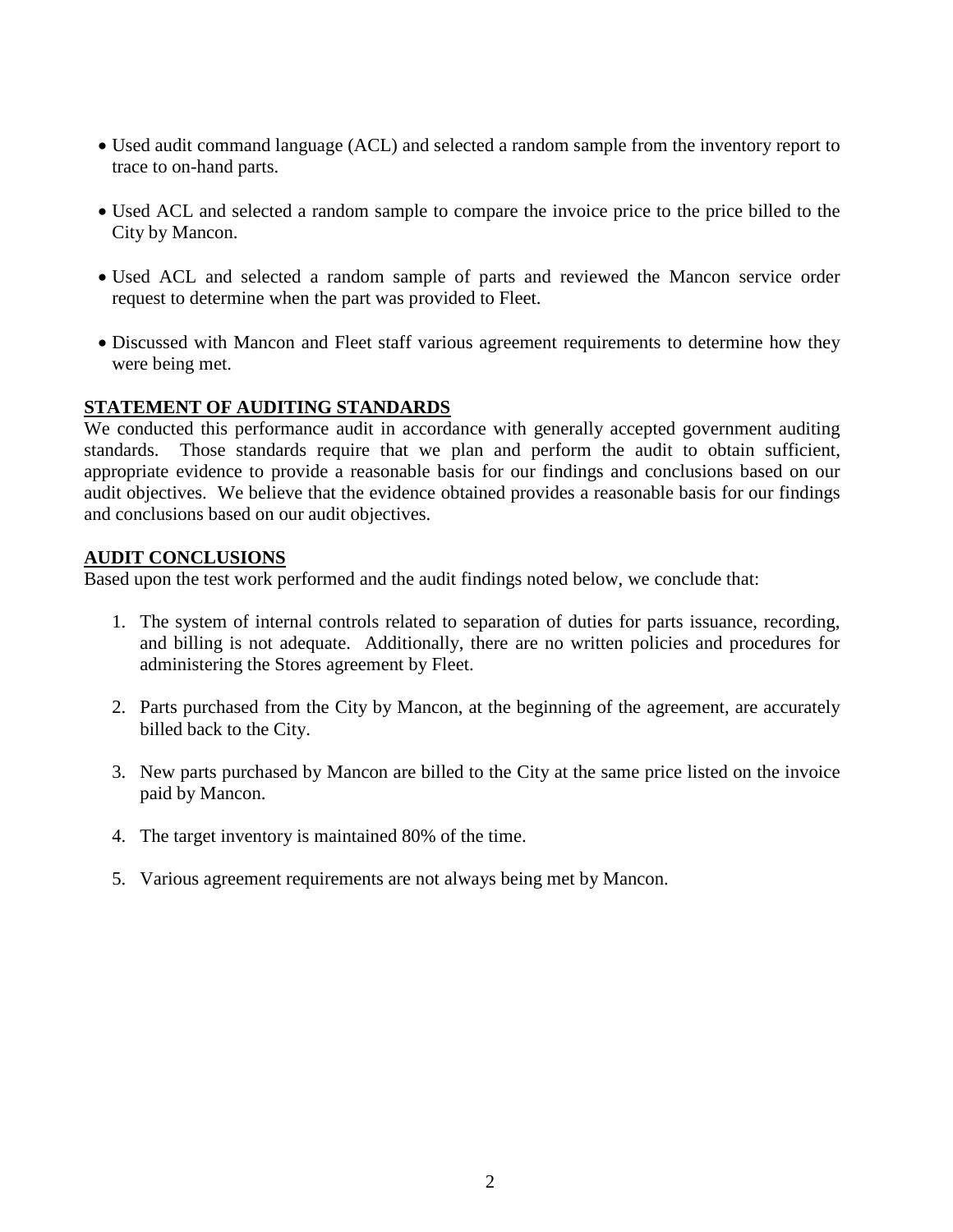- Used audit command language (ACL) and selected a random sample from the inventory report to trace to on-hand parts.

- Used ACL and selected a random sample to compare the invoice price to the price billed to the City by Mancon.

- Used ACL and selected a random sample of parts and reviewed the Mancon service order request to determine when the part was provided to Fleet.

- Discussed with Mancon and Fleet staff various agreement requirements to determine how they were being met.

## STATEMENT OF AUDITING STANDARDS

We conducted this performance audit in accordance with generally accepted government auditing standards. Those standards require that we plan and perform the audit to obtain sufficient, appropriate evidence to provide a reasonable basis for our findings and conclusions based on our audit objectives. We believe that the evidence obtained provides a reasonable basis for our findings and conclusions based on our audit objectives.

## AUDIT CONCLUSIONS

Based upon the test work performed and the audit findings noted below, we conclude that:

1. The system of internal controls related to separation of duties for parts issuance, recording, and billing is not adequate. Additionally, there are no written policies and procedures for administering the Stores agreement by Fleet.

2. Parts purchased from the City by Mancon, at the beginning of the agreement, are accurately billed back to the City.

3. New parts purchased by Mancon are billed to the City at the same price listed on the invoice paid by Mancon.

4. The target inventory is maintained 80% of the time.

5. Various agreement requirements are not always being met by Mancon.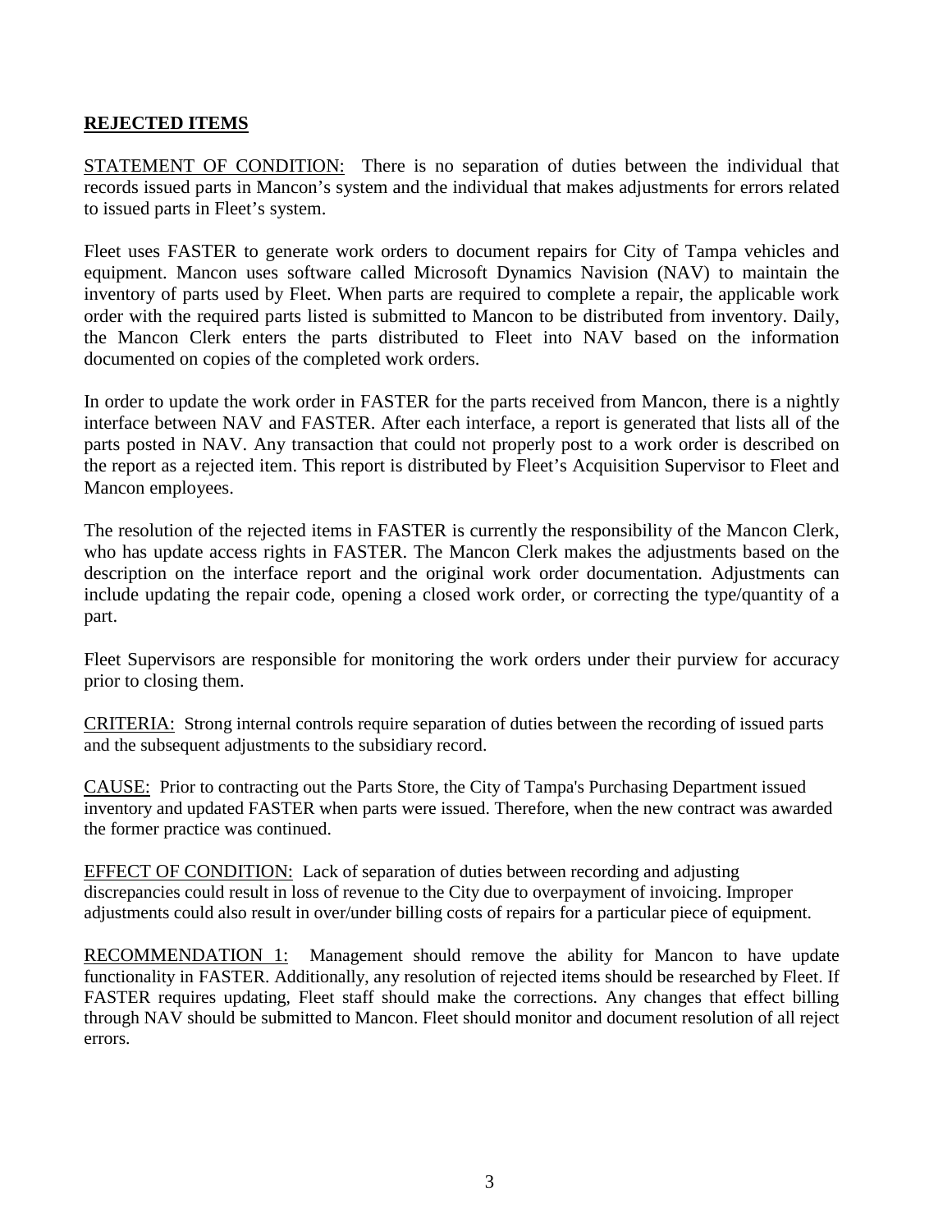## REJECTED ITEMS

STATEMENT OF CONDITION: There is no separation of duties between the individual that records issued parts in Mancon's system and the individual that makes adjustments for errors related to issued parts in Fleet's system.

Fleet uses FASTER to generate work orders to document repairs for City of Tampa vehicles and equipment. Mancon uses software called Microsoft Dynamics Navision (NAV) to maintain the inventory of parts used by Fleet. When parts are required to complete a repair, the applicable work order with the required parts listed is submitted to Mancon to be distributed from inventory. Daily, the Mancon Clerk enters the parts distributed to Fleet into NAV based on the information documented on copies of the completed work orders.

In order to update the work order in FASTER for the parts received from Mancon, there is a nightly interface between NAV and FASTER. After each interface, a report is generated that lists all of the parts posted in NAV. Any transaction that could not properly post to a work order is described on the report as a rejected item. This report is distributed by Fleet's Acquisition Supervisor to Fleet and Mancon employees.

The resolution of the rejected items in FASTER is currently the responsibility of the Mancon Clerk, who has update access rights in FASTER. The Mancon Clerk makes the adjustments based on the description on the interface report and the original work order documentation. Adjustments can include updating the repair code, opening a closed work order, or correcting the type/quantity of a part.

Fleet Supervisors are responsible for monitoring the work orders under their purview for accuracy prior to closing them.

CRITERIA: Strong internal controls require separation of duties between the recording of issued parts and the subsequent adjustments to the subsidiary record.

CAUSE: Prior to contracting out the Parts Store, the City of Tampa's Purchasing Department issued inventory and updated FASTER when parts were issued. Therefore, when the new contract was awarded the former practice was continued.

EFFECT OF CONDITION: Lack of separation of duties between recording and adjusting discrepancies could result in loss of revenue to the City due to overpayment of invoicing. Improper adjustments could also result in over/under billing costs of repairs for a particular piece of equipment.

RECOMMENDATION 1: Management should remove the ability for Mancon to have update functionality in FASTER. Additionally, any resolution of rejected items should be researched by Fleet. If FASTER requires updating, Fleet staff should make the corrections. Any changes that effect billing through NAV should be submitted to Mancon. Fleet should monitor and document resolution of all reject errors.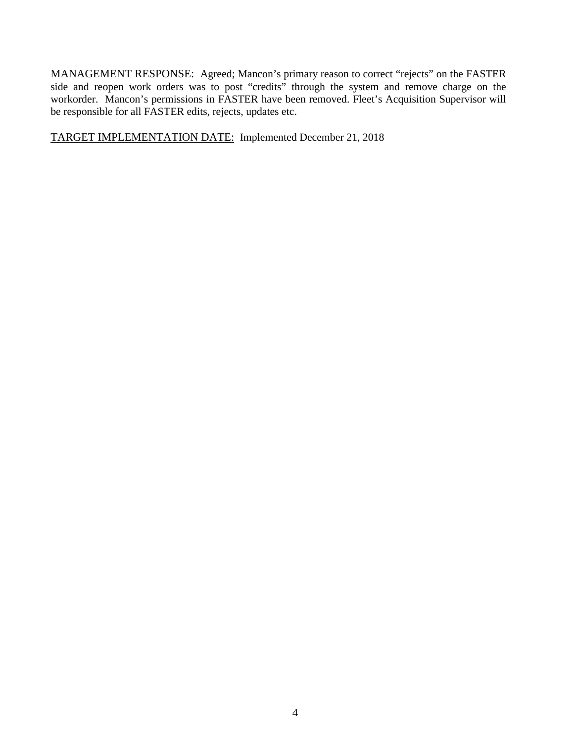MANAGEMENT RESPONSE: Agreed; Mancon's primary reason to correct "rejects" on the FASTER side and reopen work orders was to post "credits" through the system and remove charge on the workorder. Mancon's permissions in FASTER have been removed. Fleet's Acquisition Supervisor will be responsible for all FASTER edits, rejects, updates etc.

TARGET IMPLEMENTATION DATE: Implemented December 21, 2018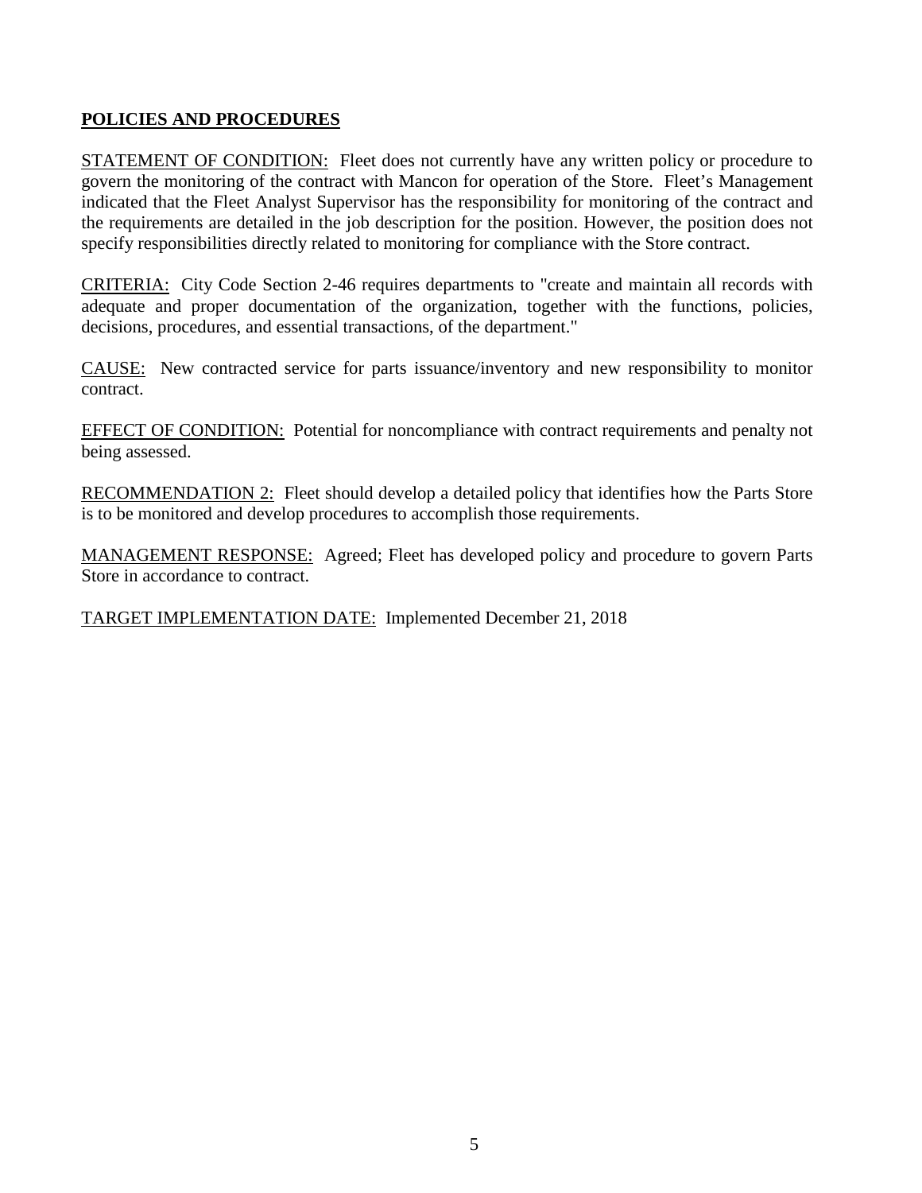## **POLICIES AND PROCEDURES**

<u>STATEMENT OF CONDITION:</u> Fleet does not currently have any written policy or procedure to govern the monitoring of the contract with Mancon for operation of the Store. Fleet's Management indicated that the Fleet Analyst Supervisor has the responsibility for monitoring of the contract and the requirements are detailed in the job description for the position. However, the position does not specify responsibilities directly related to monitoring for compliance with the Store contract.

<u>CRITERIA:</u> City Code Section 2-46 requires departments to "create and maintain all records with adequate and proper documentation of the organization, together with the functions, policies, decisions, procedures, and essential transactions, of the department."

<u>CAUSE:</u> New contracted service for parts issuance/inventory and new responsibility to monitor contract.

<u>EFFECT OF CONDITION:</u> Potential for noncompliance with contract requirements and penalty not being assessed.

<u>RECOMMENDATION 2:</u> Fleet should develop a detailed policy that identifies how the Parts Store is to be monitored and develop procedures to accomplish those requirements.

<u>MANAGEMENT RESPONSE:</u> Agreed; Fleet has developed policy and procedure to govern Parts Store in accordance to contract.

<u>TARGET IMPLEMENTATION DATE:</u> Implemented December 21, 2018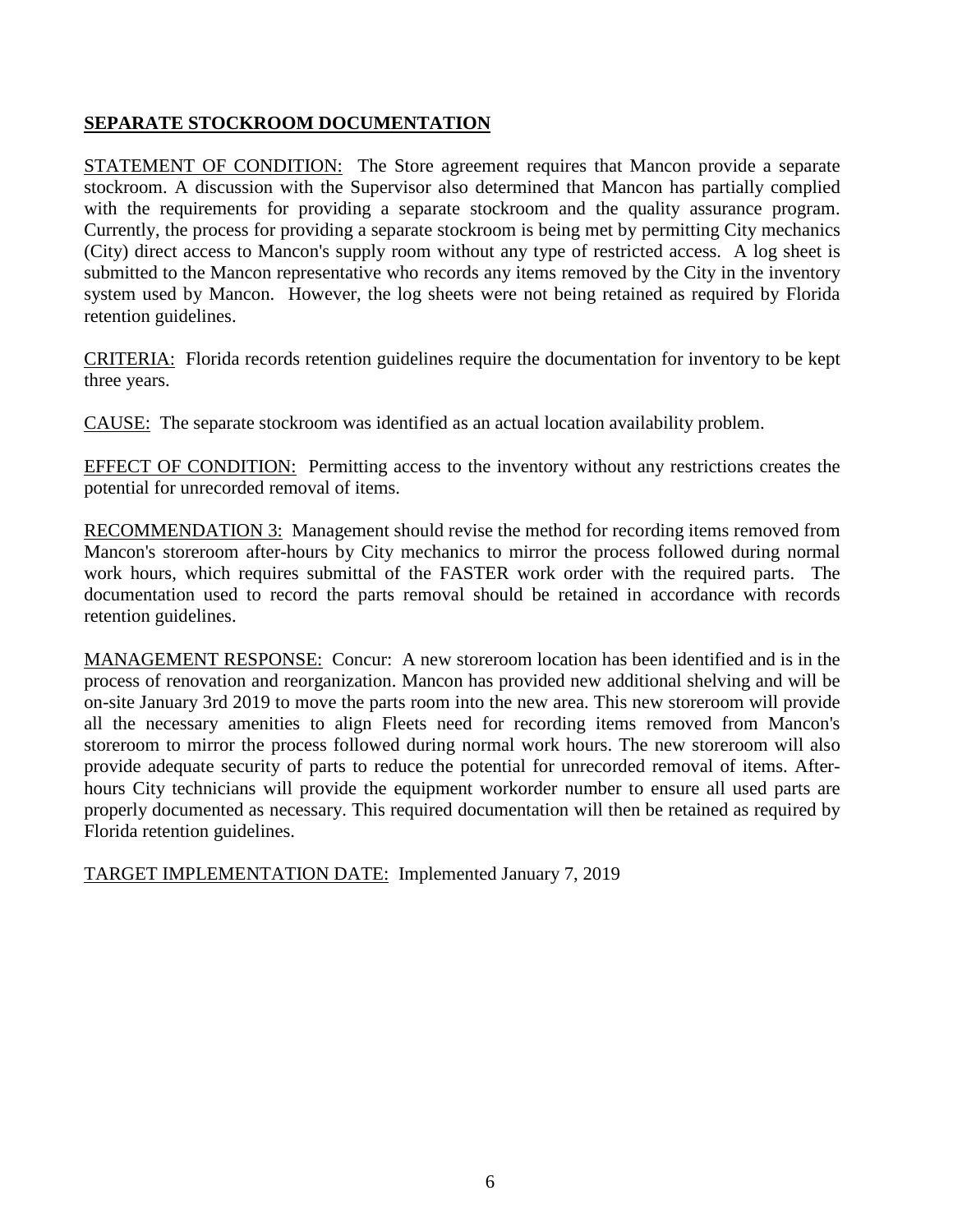## SEPARATE STOCKROOM DOCUMENTATION

STATEMENT OF CONDITION: The Store agreement requires that Mancon provide a separate stockroom. A discussion with the Supervisor also determined that Mancon has partially complied with the requirements for providing a separate stockroom and the quality assurance program. Currently, the process for providing a separate stockroom is being met by permitting City mechanics (City) direct access to Mancon's supply room without any type of restricted access. A log sheet is submitted to the Mancon representative who records any items removed by the City in the inventory system used by Mancon. However, the log sheets were not being retained as required by Florida retention guidelines.

CRITERIA: Florida records retention guidelines require the documentation for inventory to be kept three years.

CAUSE: The separate stockroom was identified as an actual location availability problem.

EFFECT OF CONDITION: Permitting access to the inventory without any restrictions creates the potential for unrecorded removal of items.

RECOMMENDATION 3: Management should revise the method for recording items removed from Mancon's storeroom after-hours by City mechanics to mirror the process followed during normal work hours, which requires submittal of the FASTER work order with the required parts. The documentation used to record the parts removal should be retained in accordance with records retention guidelines.

MANAGEMENT RESPONSE: Concur: A new storeroom location has been identified and is in the process of renovation and reorganization. Mancon has provided new additional shelving and will be on-site January 3rd 2019 to move the parts room into the new area. This new storeroom will provide all the necessary amenities to align Fleets need for recording items removed from Mancon's storeroom to mirror the process followed during normal work hours. The new storeroom will also provide adequate security of parts to reduce the potential for unrecorded removal of items. After-hours City technicians will provide the equipment workorder number to ensure all used parts are properly documented as necessary. This required documentation will then be retained as required by Florida retention guidelines.

TARGET IMPLEMENTATION DATE: Implemented January 7, 2019